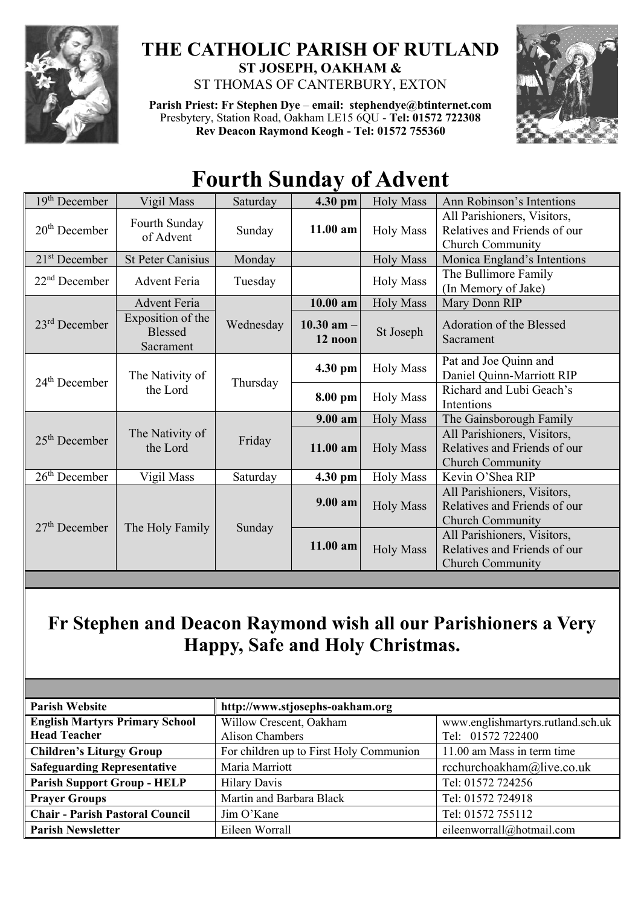# THE CATHOLIC PARISH OF RUTLAND

**ST JOSEPH, OAKHAM &**

ST THOMAS OF CANTERBURY, EXTON

**Parish Priest: Fr Stephen Dye** – **email: stephendye@btinternet.com**
Presbytery, Station Road, Oakham LE15 6QU - **Tel: 01572 722308**
**Rev Deacon Raymond Keogh - Tel: 01572 755360**

# Fourth Sunday of Advent

| | | | | | |
|---|---|---|---|---|---|
| 19th December | Vigil Mass | Saturday | **4.30 pm** | Holy Mass | Ann Robinson's Intentions |
| 20th December | Fourth Sunday of Advent | Sunday | **11.00 am** | Holy Mass | All Parishioners, Visitors, Relatives and Friends of our Church Community |
| 21st December | St Peter Canisius | Monday | | Holy Mass | Monica England's Intentions |
| 22nd December | Advent Feria | Tuesday | | Holy Mass | The Bullimore Family (In Memory of Jake) |
| 23rd December | Advent Feria | Wednesday | **10.00 am** | Holy Mass | Mary Donn RIP |
| | Exposition of the Blessed Sacrament | | **10.30 am – 12 noon** | St Joseph | Adoration of the Blessed Sacrament |
| 24th December | The Nativity of the Lord | Thursday | **4.30 pm** | Holy Mass | Pat and Joe Quinn and Daniel Quinn-Marriott RIP |
| | | | **8.00 pm** | Holy Mass | Richard and Lubi Geach's Intentions |
| 25th December | The Nativity of the Lord | Friday | **9.00 am** | Holy Mass | The Gainsborough Family |
| | | | **11.00 am** | Holy Mass | All Parishioners, Visitors, Relatives and Friends of our Church Community |
| 26th December | Vigil Mass | Saturday | **4.30 pm** | Holy Mass | Kevin O'Shea RIP |
| 27th December | The Holy Family | Sunday | **9.00 am** | Holy Mass | All Parishioners, Visitors, Relatives and Friends of our Church Community |
| | | | **11.00 am** | Holy Mass | All Parishioners, Visitors, Relatives and Friends of our Church Community |

## Fr Stephen and Deacon Raymond wish all our Parishioners a Very Happy, Safe and Holy Christmas.

| | | |
|---|---|---|
| **Parish Website** | **http://www.stjosephs-oakham.org** | |
| **English Martyrs Primary School Head Teacher** | Willow Crescent, Oakham Alison Chambers | www.englishmartyrs.rutland.sch.uk Tel: 01572 722400 |
| **Children's Liturgy Group** | For children up to First Holy Communion | 11.00 am Mass in term time |
| **Safeguarding Representative** | Maria Marriott | rcchurchoakham@live.co.uk |
| **Parish Support Group - HELP** | Hilary Davis | Tel: 01572 724256 |
| **Prayer Groups** | Martin and Barbara Black | Tel: 01572 724918 |
| **Chair - Parish Pastoral Council** | Jim O'Kane | Tel: 01572 755112 |
| **Parish Newsletter** | Eileen Worrall | eileenworrall@hotmail.com |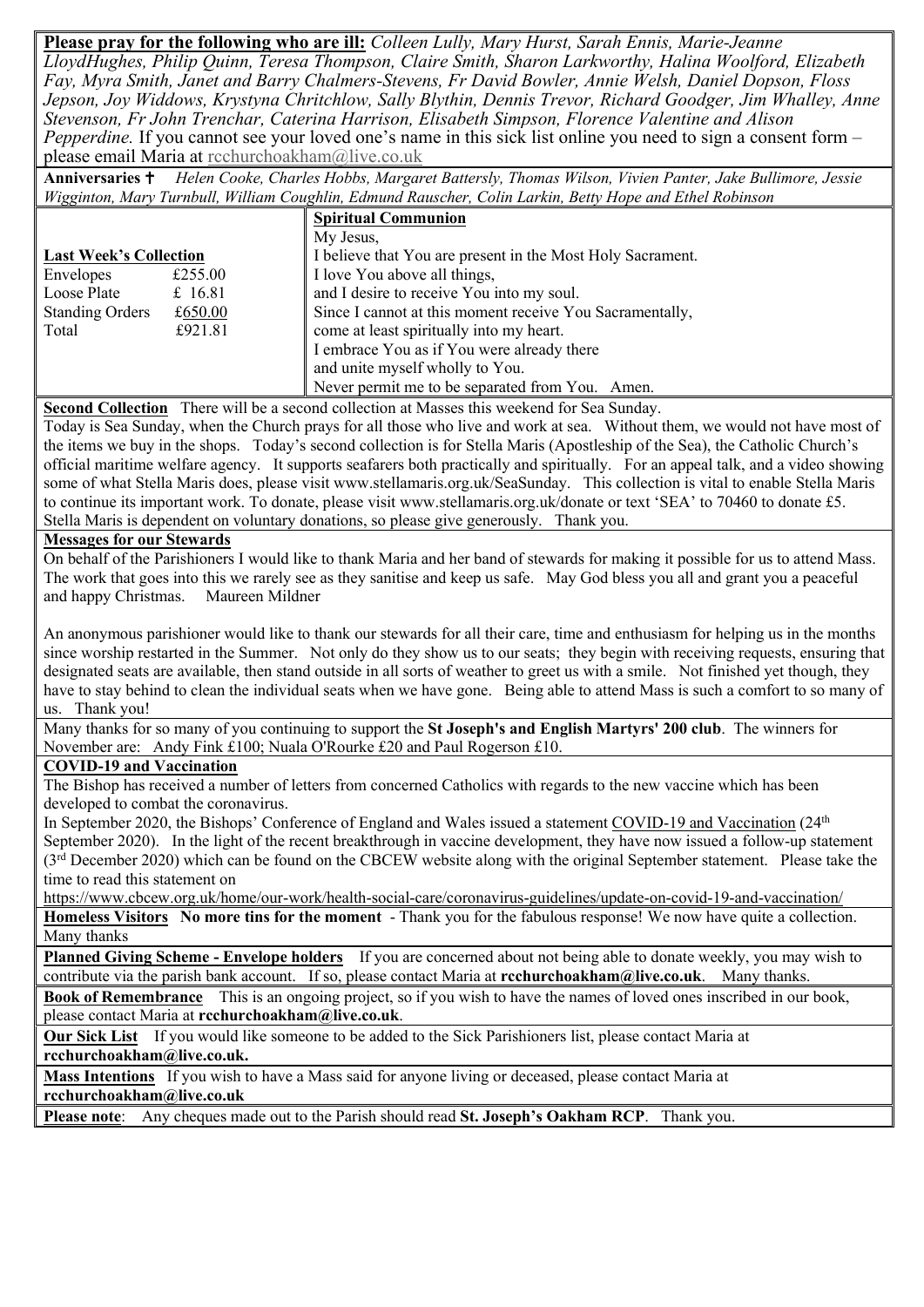**Please pray for the following who are ill:** *Colleen Lully, Mary Hurst, Sarah Ennis, Marie-Jeanne LloydHughes, Philip Quinn, Teresa Thompson, Claire Smith, Sharon Larkworthy, Halina Woolford, Elizabeth Fay, Myra Smith, Janet and Barry Chalmers-Stevens, Fr David Bowler, Annie Welsh, Daniel Dopson, Floss Jepson, Joy Widdows, Krystyna Chritchlow, Sally Blythin, Dennis Trevor, Richard Goodger, Jim Whalley, Anne Stevenson, Fr John Trenchar, Caterina Harrison, Elisabeth Simpson, Florence Valentine and Alison Pepperdine.* If you cannot see your loved one's name in this sick list online you need to sign a consent form – please email Maria at rcchurchoakham@live.co.uk

**Anniversaries ✝** *Helen Cooke, Charles Hobbs, Margaret Battersly, Thomas Wilson, Vivien Panter, Jake Bullimore, Jessie Wigginton, Mary Turnbull, William Coughlin, Edmund Rauscher, Colin Larkin, Betty Hope and Ethel Robinson*

**Last Week's Collection**

| | |
|---|---|
| Envelopes | £255.00 |
| Loose Plate | £ 16.81 |
| Standing Orders | £650.00 |
| Total | £921.81 |

**Spiritual Communion**

My Jesus,
I believe that You are present in the Most Holy Sacrament.
I love You above all things,
and I desire to receive You into my soul.
Since I cannot at this moment receive You Sacramentally,
come at least spiritually into my heart.
I embrace You as if You were already there
and unite myself wholly to You.
Never permit me to be separated from You. Amen.

**Second Collection** There will be a second collection at Masses this weekend for Sea Sunday.

Today is Sea Sunday, when the Church prays for all those who live and work at sea. Without them, we would not have most of the items we buy in the shops. Today's second collection is for Stella Maris (Apostleship of the Sea), the Catholic Church's official maritime welfare agency. It supports seafarers both practically and spiritually. For an appeal talk, and a video showing some of what Stella Maris does, please visit www.stellamaris.org.uk/SeaSunday. This collection is vital to enable Stella Maris to continue its important work. To donate, please visit www.stellamaris.org.uk/donate or text 'SEA' to 70460 to donate £5. Stella Maris is dependent on voluntary donations, so please give generously. Thank you.

**Messages for our Stewards**

On behalf of the Parishioners I would like to thank Maria and her band of stewards for making it possible for us to attend Mass. The work that goes into this we rarely see as they sanitise and keep us safe. May God bless you all and grant you a peaceful and happy Christmas. Maureen Mildner

An anonymous parishioner would like to thank our stewards for all their care, time and enthusiasm for helping us in the months since worship restarted in the Summer. Not only do they show us to our seats; they begin with receiving requests, ensuring that designated seats are available, then stand outside in all sorts of weather to greet us with a smile. Not finished yet though, they have to stay behind to clean the individual seats when we have gone. Being able to attend Mass is such a comfort to so many of us. Thank you!

Many thanks for so many of you continuing to support the **St Joseph's and English Martyrs' 200 club**. The winners for November are: Andy Fink £100; Nuala O'Rourke £20 and Paul Rogerson £10.

**COVID-19 and Vaccination**

The Bishop has received a number of letters from concerned Catholics with regards to the new vaccine which has been developed to combat the coronavirus.

In September 2020, the Bishops' Conference of England and Wales issued a statement COVID-19 and Vaccination (24th September 2020). In the light of the recent breakthrough in vaccine development, they have now issued a follow-up statement (3rd December 2020) which can be found on the CBCEW website along with the original September statement. Please take the time to read this statement on https://www.cbcew.org.uk/home/our-work/health-social-care/coronavirus-guidelines/update-on-covid-19-and-vaccination/

**Homeless Visitors No more tins for the moment** - Thank you for the fabulous response! We now have quite a collection. Many thanks

**Planned Giving Scheme - Envelope holders** If you are concerned about not being able to donate weekly, you may wish to contribute via the parish bank account. If so, please contact Maria at **rcchurchoakham@live.co.uk**. Many thanks.

**Book of Remembrance** This is an ongoing project, so if you wish to have the names of loved ones inscribed in our book, please contact Maria at **rcchurchoakham@live.co.uk**.

**Our Sick List** If you would like someone to be added to the Sick Parishioners list, please contact Maria at **rcchurchoakham@live.co.uk.**

**Mass Intentions** If you wish to have a Mass said for anyone living or deceased, please contact Maria at **rcchurchoakham@live.co.uk**

**Please note**: Any cheques made out to the Parish should read **St. Joseph's Oakham RCP**. Thank you.